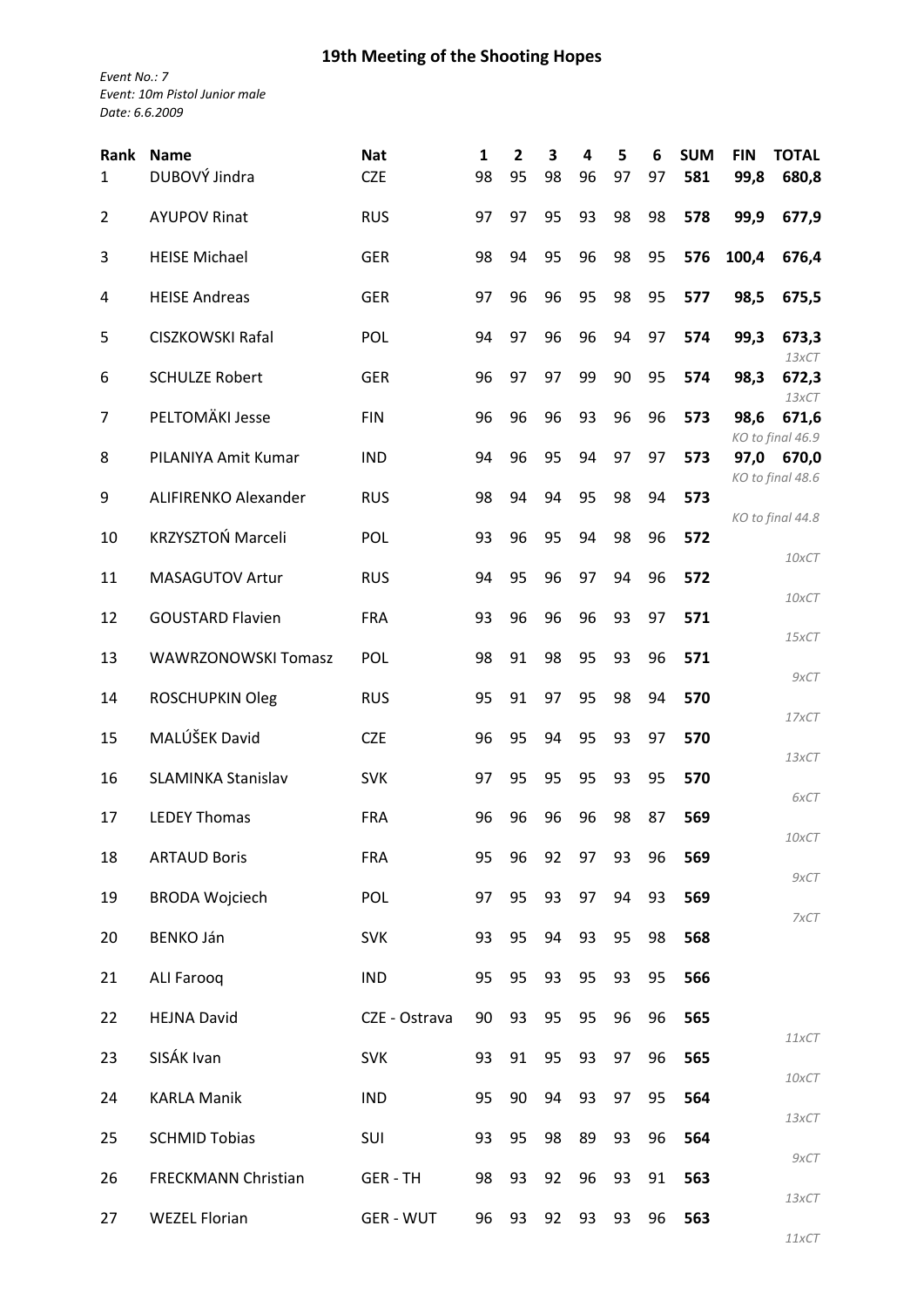# 19th Meeting of the Shooting Hopes

*Event No.: 7*
*Event: 10m Pistol Junior male*
*Date: 6.6.2009*

| Rank | Name | Nat | 1 | 2 | 3 | 4 | 5 | 6 | SUM | FIN | TOTAL | |
|---|---|---|---|---|---|---|---|---|---|---|---|---|
| 1 | DUBOVÝ Jindra | CZE | 98 | 95 | 98 | 96 | 97 | 97 | **581** | **99,8** | **680,8** | |
| 2 | AYUPOV Rinat | RUS | 97 | 97 | 95 | 93 | 98 | 98 | **578** | **99,9** | **677,9** | |
| 3 | HEISE Michael | GER | 98 | 94 | 95 | 96 | 98 | 95 | **576** | **100,4** | **676,4** | |
| 4 | HEISE Andreas | GER | 97 | 96 | 96 | 95 | 98 | 95 | **577** | **98,5** | **675,5** | |
| 5 | CISZKOWSKI Rafal | POL | 94 | 97 | 96 | 96 | 94 | 97 | **574** | **99,3** | **673,3** | *13xCT* |
| 6 | SCHULZE Robert | GER | 96 | 97 | 97 | 99 | 90 | 95 | **574** | **98,3** | **672,3** | *13xCT* |
| 7 | PELTOMÄKI Jesse | FIN | 96 | 96 | 96 | 93 | 96 | 96 | **573** | **98,6** | **671,6** | *KO to final 46.9* |
| 8 | PILANIYA Amit Kumar | IND | 94 | 96 | 95 | 94 | 97 | 97 | **573** | **97,0** | **670,0** | *KO to final 48.6* |
| 9 | ALIFIRENKO Alexander | RUS | 98 | 94 | 94 | 95 | 98 | 94 | **573** | | | *KO to final 44.8* |
| 10 | KRZYSZTOŃ Marceli | POL | 93 | 96 | 95 | 94 | 98 | 96 | **572** | | | *10xCT* |
| 11 | MASAGUTOV Artur | RUS | 94 | 95 | 96 | 97 | 94 | 96 | **572** | | | *10xCT* |
| 12 | GOUSTARD Flavien | FRA | 93 | 96 | 96 | 96 | 93 | 97 | **571** | | | *15xCT* |
| 13 | WAWRZONOWSKI Tomasz | POL | 98 | 91 | 98 | 95 | 93 | 96 | **571** | | | *9xCT* |
| 14 | ROSCHUPKIN Oleg | RUS | 95 | 91 | 97 | 95 | 98 | 94 | **570** | | | *17xCT* |
| 15 | MALÚŠEK David | CZE | 96 | 95 | 94 | 95 | 93 | 97 | **570** | | | *13xCT* |
| 16 | SLAMINKA Stanislav | SVK | 97 | 95 | 95 | 95 | 93 | 95 | **570** | | | *6xCT* |
| 17 | LEDEY Thomas | FRA | 96 | 96 | 96 | 96 | 98 | 87 | **569** | | | *10xCT* |
| 18 | ARTAUD Boris | FRA | 95 | 96 | 92 | 97 | 93 | 96 | **569** | | | *9xCT* |
| 19 | BRODA Wojciech | POL | 97 | 95 | 93 | 97 | 94 | 93 | **569** | | | *7xCT* |
| 20 | BENKO Ján | SVK | 93 | 95 | 94 | 93 | 95 | 98 | **568** | | | |
| 21 | ALI Farooq | IND | 95 | 95 | 93 | 95 | 93 | 95 | **566** | | | |
| 22 | HEJNA David | CZE - Ostrava | 90 | 93 | 95 | 95 | 96 | 96 | **565** | | | *11xCT* |
| 23 | SISÁK Ivan | SVK | 93 | 91 | 95 | 93 | 97 | 96 | **565** | | | *10xCT* |
| 24 | KARLA Manik | IND | 95 | 90 | 94 | 93 | 97 | 95 | **564** | | | *13xCT* |
| 25 | SCHMID Tobias | SUI | 93 | 95 | 98 | 89 | 93 | 96 | **564** | | | *9xCT* |
| 26 | FRECKMANN Christian | GER - TH | 98 | 93 | 92 | 96 | 93 | 91 | **563** | | | *13xCT* |
| 27 | WEZEL Florian | GER - WUT | 96 | 93 | 92 | 93 | 93 | 96 | **563** | | | *11xCT* |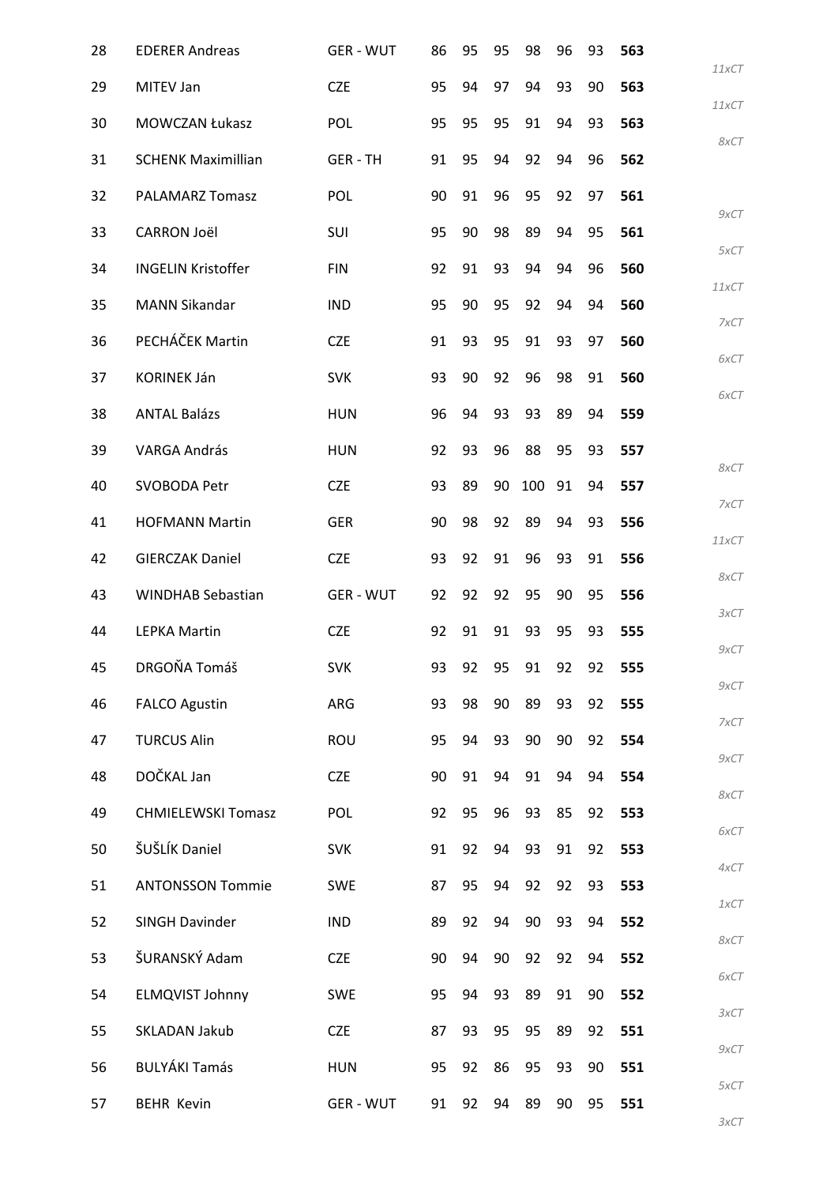| | | | | | | | | | | |
|---|---|---|---|---|---|---|---|---|---|---|
| 28 | EDERER Andreas | GER - WUT | 86 | 95 | 95 | 98 | 96 | 93 | **563** | *11xCT* |
| 29 | MITEV Jan | CZE | 95 | 94 | 97 | 94 | 93 | 90 | **563** | *11xCT* |
| 30 | MOWCZAN Łukasz | POL | 95 | 95 | 95 | 91 | 94 | 93 | **563** | *8xCT* |
| 31 | SCHENK Maximillian | GER - TH | 91 | 95 | 94 | 92 | 94 | 96 | **562** | |
| 32 | PALAMARZ Tomasz | POL | 90 | 91 | 96 | 95 | 92 | 97 | **561** | *9xCT* |
| 33 | CARRON Joël | SUI | 95 | 90 | 98 | 89 | 94 | 95 | **561** | *5xCT* |
| 34 | INGELIN Kristoffer | FIN | 92 | 91 | 93 | 94 | 94 | 96 | **560** | *11xCT* |
| 35 | MANN Sikandar | IND | 95 | 90 | 95 | 92 | 94 | 94 | **560** | *7xCT* |
| 36 | PECHÁČEK Martin | CZE | 91 | 93 | 95 | 91 | 93 | 97 | **560** | *6xCT* |
| 37 | KORINEK Ján | SVK | 93 | 90 | 92 | 96 | 98 | 91 | **560** | *6xCT* |
| 38 | ANTAL Balázs | HUN | 96 | 94 | 93 | 93 | 89 | 94 | **559** | |
| 39 | VARGA András | HUN | 92 | 93 | 96 | 88 | 95 | 93 | **557** | *8xCT* |
| 40 | SVOBODA Petr | CZE | 93 | 89 | 90 | 100 | 91 | 94 | **557** | *7xCT* |
| 41 | HOFMANN Martin | GER | 90 | 98 | 92 | 89 | 94 | 93 | **556** | *11xCT* |
| 42 | GIERCZAK Daniel | CZE | 93 | 92 | 91 | 96 | 93 | 91 | **556** | *8xCT* |
| 43 | WINDHAB Sebastian | GER - WUT | 92 | 92 | 92 | 95 | 90 | 95 | **556** | *3xCT* |
| 44 | LEPKA Martin | CZE | 92 | 91 | 91 | 93 | 95 | 93 | **555** | *9xCT* |
| 45 | DRGOŇA Tomáš | SVK | 93 | 92 | 95 | 91 | 92 | 92 | **555** | *9xCT* |
| 46 | FALCO Agustin | ARG | 93 | 98 | 90 | 89 | 93 | 92 | **555** | *7xCT* |
| 47 | TURCUS Alin | ROU | 95 | 94 | 93 | 90 | 90 | 92 | **554** | *9xCT* |
| 48 | DOČKAL Jan | CZE | 90 | 91 | 94 | 91 | 94 | 94 | **554** | *8xCT* |
| 49 | CHMIELEWSKI Tomasz | POL | 92 | 95 | 96 | 93 | 85 | 92 | **553** | *6xCT* |
| 50 | ŠUŠLÍK Daniel | SVK | 91 | 92 | 94 | 93 | 91 | 92 | **553** | *4xCT* |
| 51 | ANTONSSON Tommie | SWE | 87 | 95 | 94 | 92 | 92 | 93 | **553** | *1xCT* |
| 52 | SINGH Davinder | IND | 89 | 92 | 94 | 90 | 93 | 94 | **552** | *8xCT* |
| 53 | ŠURANSKÝ Adam | CZE | 90 | 94 | 90 | 92 | 92 | 94 | **552** | *6xCT* |
| 54 | ELMQVIST Johnny | SWE | 95 | 94 | 93 | 89 | 91 | 90 | **552** | *3xCT* |
| 55 | SKLADAN Jakub | CZE | 87 | 93 | 95 | 95 | 89 | 92 | **551** | *9xCT* |
| 56 | BULYÁKI Tamás | HUN | 95 | 92 | 86 | 95 | 93 | 90 | **551** | *5xCT* |
| 57 | BEHR Kevin | GER - WUT | 91 | 92 | 94 | 89 | 90 | 95 | **551** | *3xCT* |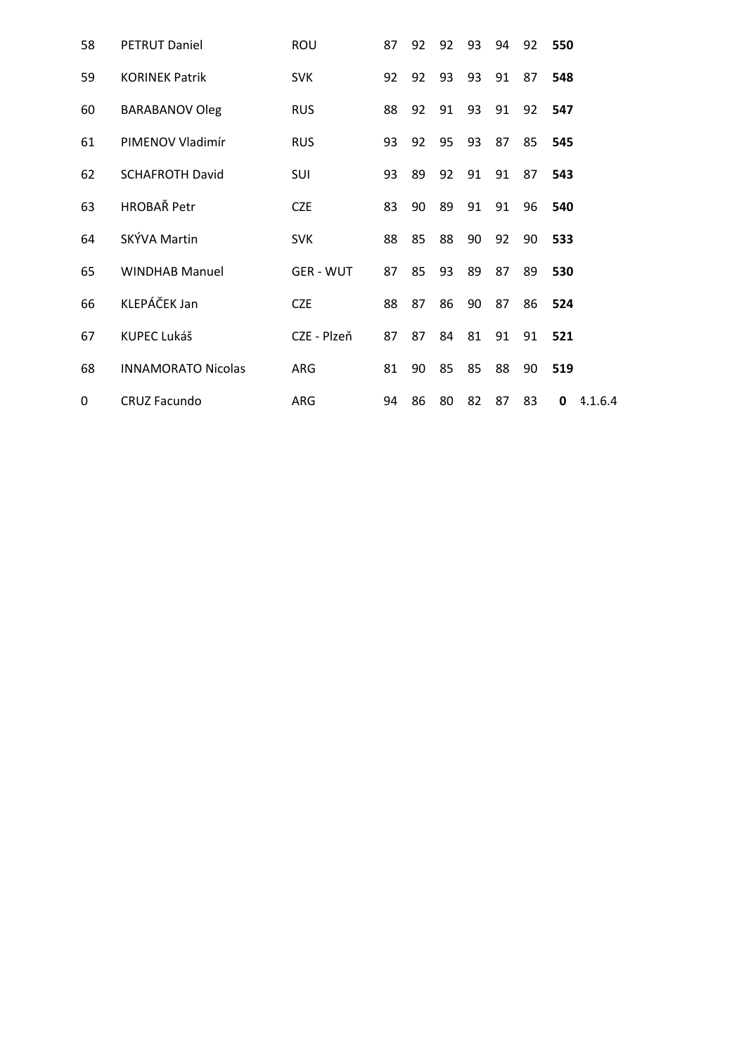| | | | | | | | | | | |
|---|---|---|---|---|---|---|---|---|---|---|
| 58 | PETRUT Daniel | ROU | 87 | 92 | 92 | 93 | 94 | 92 | **550** | |
| 59 | KORINEK Patrik | SVK | 92 | 92 | 93 | 93 | 91 | 87 | **548** | |
| 60 | BARABANOV Oleg | RUS | 88 | 92 | 91 | 93 | 91 | 92 | **547** | |
| 61 | PIMENOV Vladimír | RUS | 93 | 92 | 95 | 93 | 87 | 85 | **545** | |
| 62 | SCHAFROTH David | SUI | 93 | 89 | 92 | 91 | 91 | 87 | **543** | |
| 63 | HROBAŘ Petr | CZE | 83 | 90 | 89 | 91 | 91 | 96 | **540** | |
| 64 | SKÝVA Martin | SVK | 88 | 85 | 88 | 90 | 92 | 90 | **533** | |
| 65 | WINDHAB Manuel | GER - WUT | 87 | 85 | 93 | 89 | 87 | 89 | **530** | |
| 66 | KLEPÁČEK Jan | CZE | 88 | 87 | 86 | 90 | 87 | 86 | **524** | |
| 67 | KUPEC Lukáš | CZE - Plzeň | 87 | 87 | 84 | 81 | 91 | 91 | **521** | |
| 68 | INNAMORATO Nicolas | ARG | 81 | 90 | 85 | 85 | 88 | 90 | **519** | |
| 0 | CRUZ Facundo | ARG | 94 | 86 | 80 | 82 | 87 | 83 | **0** | 4.1.6.4 |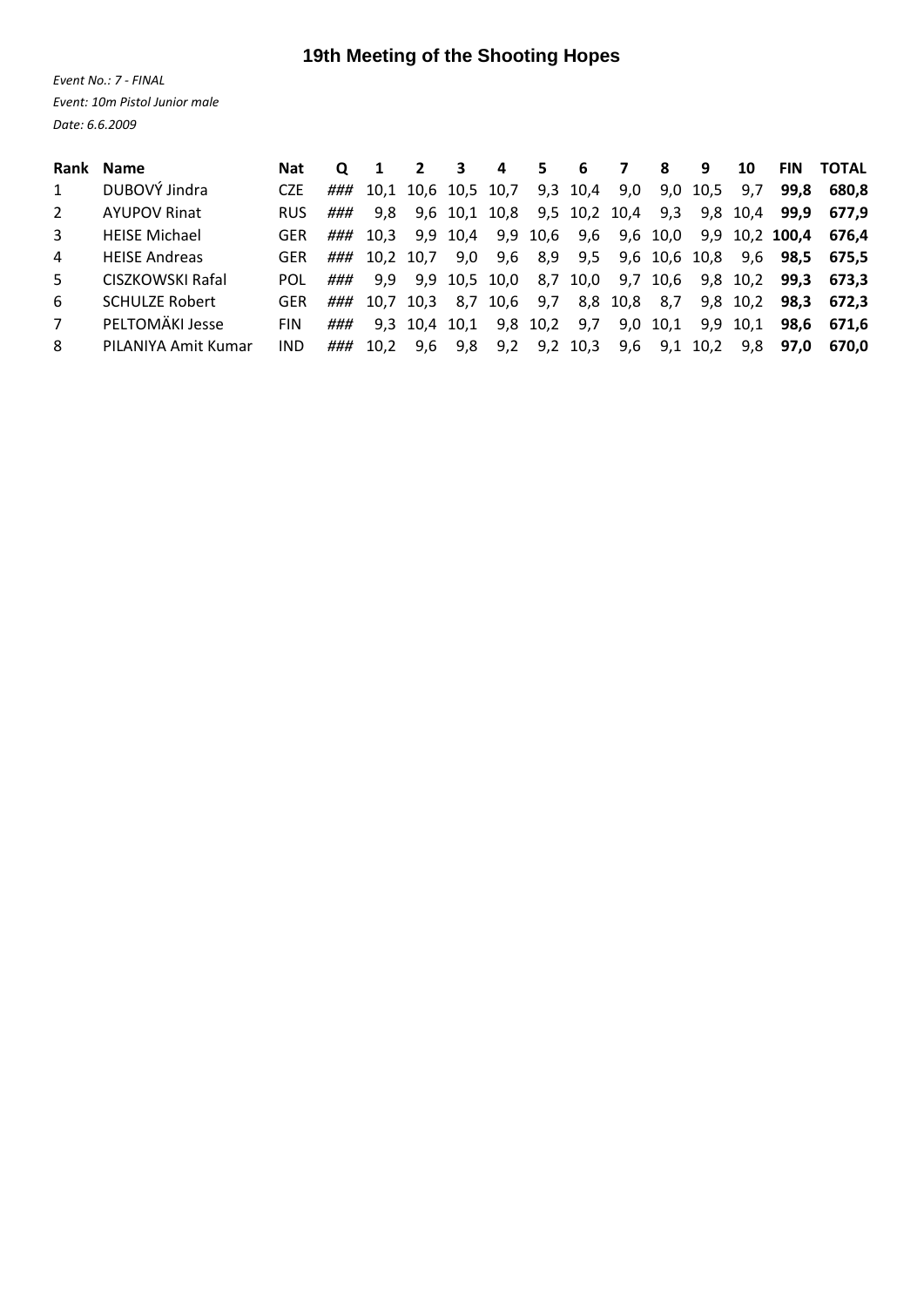# 19th Meeting of the Shooting Hopes

*Event No.: 7 - FINAL*

*Event: 10m Pistol Junior male*

*Date: 6.6.2009*

| Rank | Name | Nat | Q | 1 | 2 | 3 | 4 | 5 | 6 | 7 | 8 | 9 | 10 | FIN | TOTAL |
|---|---|---|---|---|---|---|---|---|---|---|---|---|---|---|---|
| 1 | DUBOVÝ Jindra | CZE | ### | 10,1 | 10,6 | 10,5 | 10,7 | 9,3 | 10,4 | 9,0 | 9,0 | 10,5 | 9,7 | **99,8** | **680,8** |
| 2 | AYUPOV Rinat | RUS | ### | 9,8 | 9,6 | 10,1 | 10,8 | 9,5 | 10,2 | 10,4 | 9,3 | 9,8 | 10,4 | **99,9** | **677,9** |
| 3 | HEISE Michael | GER | ### | 10,3 | 9,9 | 10,4 | 9,9 | 10,6 | 9,6 | 9,6 | 10,0 | 9,9 | 10,2 | **100,4** | **676,4** |
| 4 | HEISE Andreas | GER | ### | 10,2 | 10,7 | 9,0 | 9,6 | 8,9 | 9,5 | 9,6 | 10,6 | 10,8 | 9,6 | **98,5** | **675,5** |
| 5 | CISZKOWSKI Rafal | POL | ### | 9,9 | 9,9 | 10,5 | 10,0 | 8,7 | 10,0 | 9,7 | 10,6 | 9,8 | 10,2 | **99,3** | **673,3** |
| 6 | SCHULZE Robert | GER | ### | 10,7 | 10,3 | 8,7 | 10,6 | 9,7 | 8,8 | 10,8 | 8,7 | 9,8 | 10,2 | **98,3** | **672,3** |
| 7 | PELTOMÄKI Jesse | FIN | ### | 9,3 | 10,4 | 10,1 | 9,8 | 10,2 | 9,7 | 9,0 | 10,1 | 9,9 | 10,1 | **98,6** | **671,6** |
| 8 | PILANIYA Amit Kumar | IND | ### | 10,2 | 9,6 | 9,8 | 9,2 | 9,2 | 10,3 | 9,6 | 9,1 | 10,2 | 9,8 | **97,0** | **670,0** |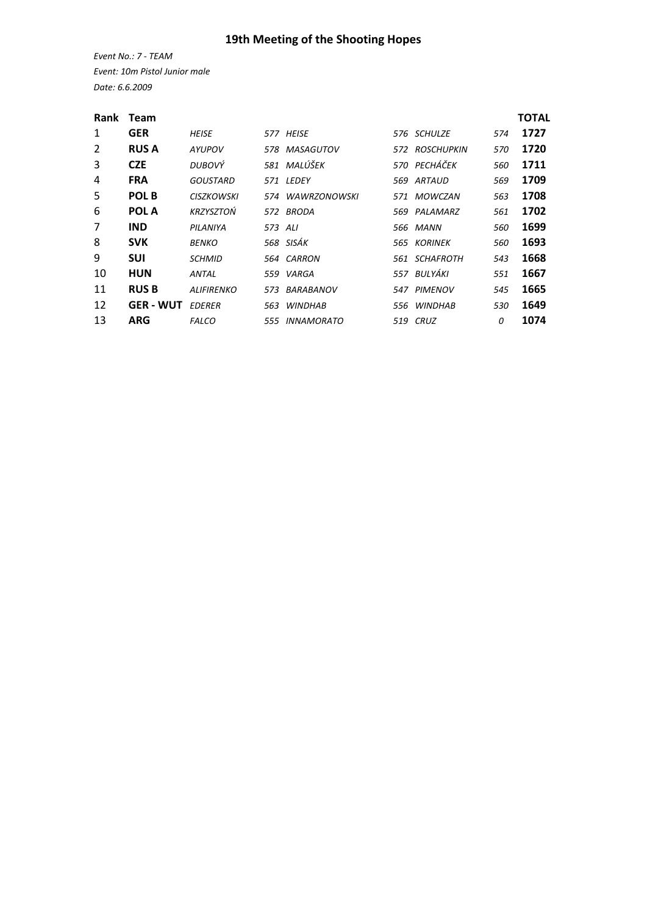# 19th Meeting of the Shooting Hopes

*Event No.: 7 - TEAM*

*Event: 10m Pistol Junior male*

*Date: 6.6.2009*

| Rank | Team | | | | | | | TOTAL |
|---|---|---|---|---|---|---|---|---|
| 1 | **GER** | *HEISE* | *577* | *HEISE* | *576* | *SCHULZE* | *574* | **1727** |
| 2 | **RUS A** | *AYUPOV* | *578* | *MASAGUTOV* | *572* | *ROSCHUPKIN* | *570* | **1720** |
| 3 | **CZE** | *DUBOVÝ* | *581* | *MALÚŠEK* | *570* | *PECHÁČEK* | *560* | **1711** |
| 4 | **FRA** | *GOUSTARD* | *571* | *LEDEY* | *569* | *ARTAUD* | *569* | **1709** |
| 5 | **POL B** | *CISZKOWSKI* | *574* | *WAWRZONOWSKI* | *571* | *MOWCZAN* | *563* | **1708** |
| 6 | **POL A** | *KRZYSZTOŃ* | *572* | *BRODA* | *569* | *PALAMARZ* | *561* | **1702** |
| 7 | **IND** | *PILANIYA* | *573* | *ALI* | *566* | *MANN* | *560* | **1699** |
| 8 | **SVK** | *BENKO* | *568* | *SISÁK* | *565* | *KORINEK* | *560* | **1693** |
| 9 | **SUI** | *SCHMID* | *564* | *CARRON* | *561* | *SCHAFROTH* | *543* | **1668** |
| 10 | **HUN** | *ANTAL* | *559* | *VARGA* | *557* | *BULYÁKI* | *551* | **1667** |
| 11 | **RUS B** | *ALIFIRENKO* | *573* | *BARABANOV* | *547* | *PIMENOV* | *545* | **1665** |
| 12 | **GER - WUT** | *EDERER* | *563* | *WINDHAB* | *556* | *WINDHAB* | *530* | **1649** |
| 13 | **ARG** | *FALCO* | *555* | *INNAMORATO* | *519* | *CRUZ* | *0* | **1074** |